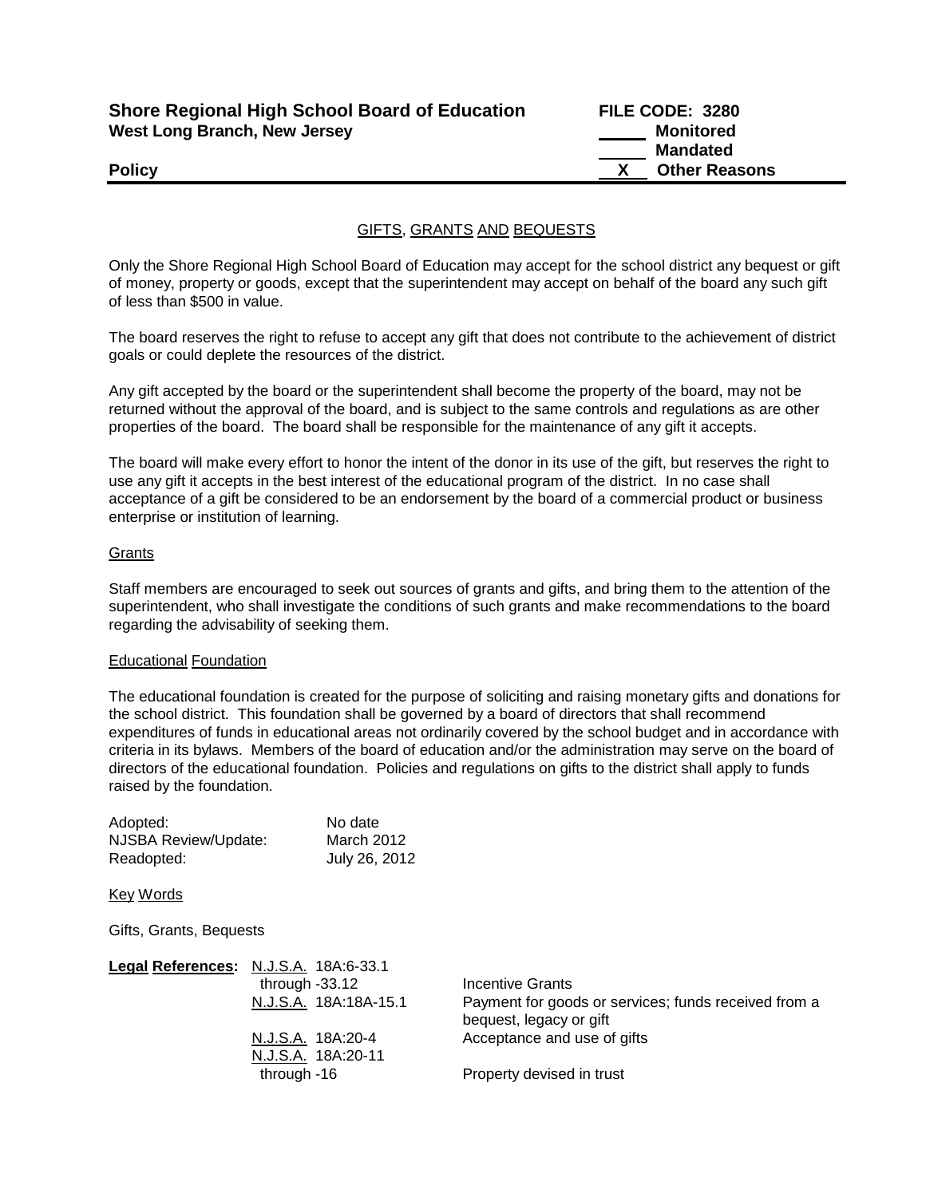**Shore Regional High School Board of Education**
**West Long Branch, New Jersey**

**FILE CODE: 3280**
____ **Monitored**
____ **Mandated**
__X__ **Other Reasons**

**Policy**

## GIFTS, GRANTS AND BEQUESTS

Only the Shore Regional High School Board of Education may accept for the school district any bequest or gift of money, property or goods, except that the superintendent may accept on behalf of the board any such gift of less than $500 in value.

The board reserves the right to refuse to accept any gift that does not contribute to the achievement of district goals or could deplete the resources of the district.

Any gift accepted by the board or the superintendent shall become the property of the board, may not be returned without the approval of the board, and is subject to the same controls and regulations as are other properties of the board. The board shall be responsible for the maintenance of any gift it accepts.

The board will make every effort to honor the intent of the donor in its use of the gift, but reserves the right to use any gift it accepts in the best interest of the educational program of the district. In no case shall acceptance of a gift be considered to be an endorsement by the board of a commercial product or business enterprise or institution of learning.

### Grants

Staff members are encouraged to seek out sources of grants and gifts, and bring them to the attention of the superintendent, who shall investigate the conditions of such grants and make recommendations to the board regarding the advisability of seeking them.

### Educational Foundation

The educational foundation is created for the purpose of soliciting and raising monetary gifts and donations for the school district. This foundation shall be governed by a board of directors that shall recommend expenditures of funds in educational areas not ordinarily covered by the school budget and in accordance with criteria in its bylaws. Members of the board of education and/or the administration may serve on the board of directors of the educational foundation. Policies and regulations on gifts to the district shall apply to funds raised by the foundation.

| | |
|---|---|
| Adopted: | No date |
| NJSBA Review/Update: | March 2012 |
| Readopted: | July 26, 2012 |

### Key Words

Gifts, Grants, Bequests

**Legal References:**

| | |
|---|---|
| N.J.S.A. 18A:6-33.1 through -33.12 | Incentive Grants |
| N.J.S.A. 18A:18A-15.1 | Payment for goods or services; funds received from a bequest, legacy or gift |
| N.J.S.A. 18A:20-4 | Acceptance and use of gifts |
| N.J.S.A. 18A:20-11 through -16 | Property devised in trust |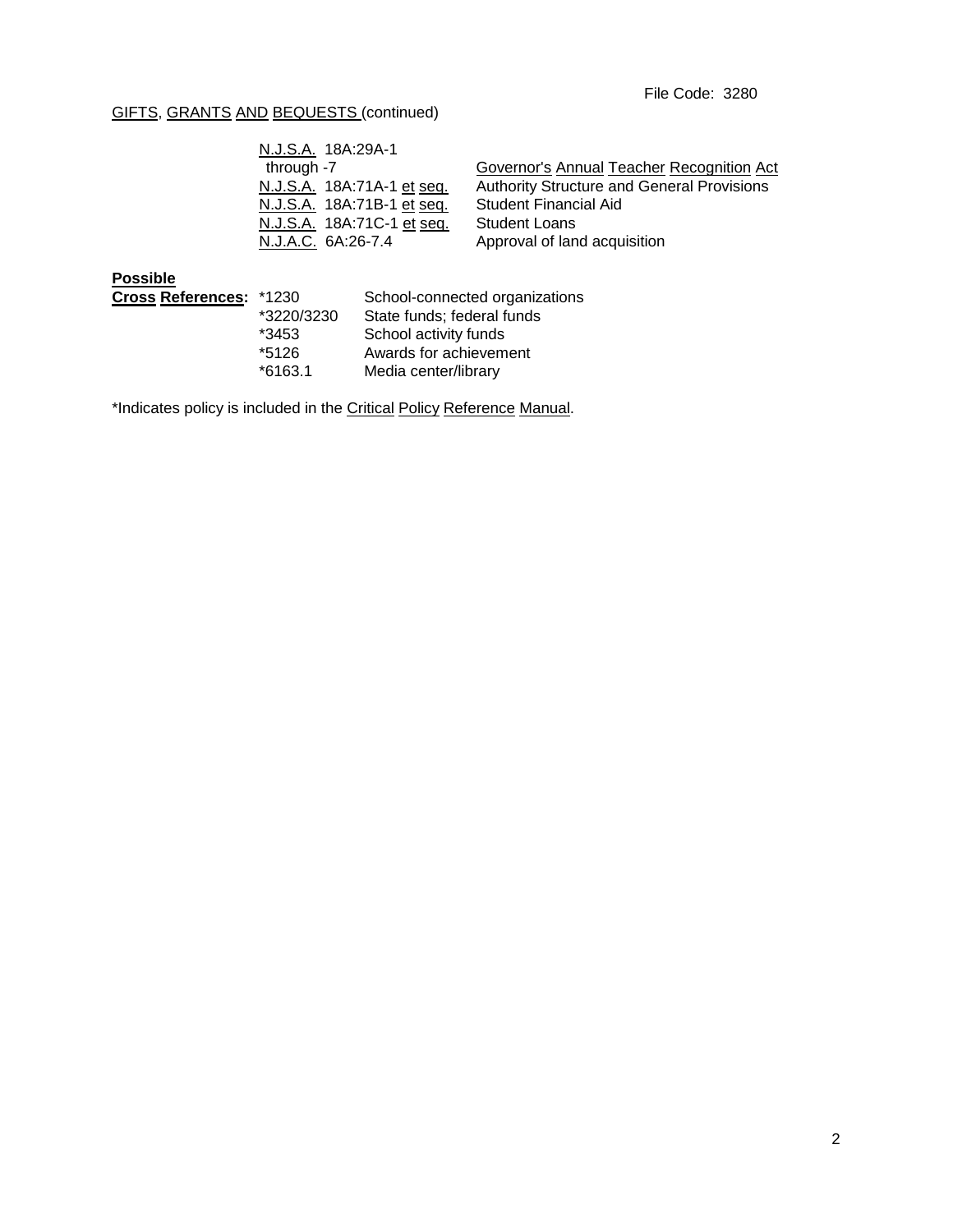File Code: 3280

GIFTS, GRANTS AND BEQUESTS (continued)

| | |
|---|---|
| N.J.S.A. 18A:29A-1 through -7 | Governor's Annual Teacher Recognition Act |
| N.J.S.A. 18A:71A-1 et seq. | Authority Structure and General Provisions |
| N.J.S.A. 18A:71B-1 et seq. | Student Financial Aid |
| N.J.S.A. 18A:71C-1 et seq. | Student Loans |
| N.J.A.C. 6A:26-7.4 | Approval of land acquisition |

**Possible Cross References:**

| | |
|---|---|
| *1230 | School-connected organizations |
| *3220/3230 | State funds; federal funds |
| *3453 | School activity funds |
| *5126 | Awards for achievement |
| *6163.1 | Media center/library |

*Indicates policy is included in the Critical Policy Reference Manual.